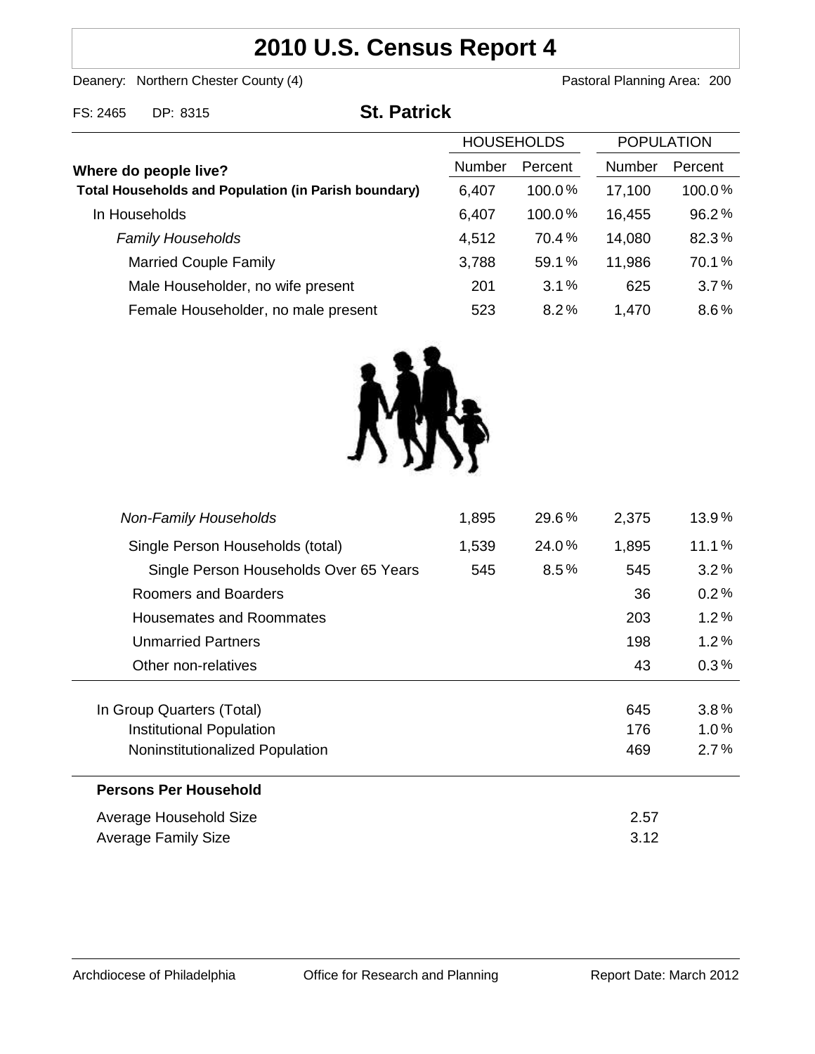# 2010 U.S. Census Report 4

Deanery: Northern Chester County (4)

Pastoral Planning Area: 200

FS: 2465 DP: 8315

## St. Patrick

| Where do people live? | HOUSEHOLDS Number | HOUSEHOLDS Percent | POPULATION Number | POPULATION Percent |
|---|---|---|---|---|
| **Total Households and Population (in Parish boundary)** | 6,407 | 100.0% | 17,100 | 100.0% |
| In Households | 6,407 | 100.0% | 16,455 | 96.2% |
| *Family Households* | 4,512 | 70.4% | 14,080 | 82.3% |
| Married Couple Family | 3,788 | 59.1% | 11,986 | 70.1% |
| Male Householder, no wife present | 201 | 3.1% | 625 | 3.7% |
| Female Householder, no male present | 523 | 8.2% | 1,470 | 8.6% |
| *Non-Family Households* | 1,895 | 29.6% | 2,375 | 13.9% |
| Single Person Households (total) | 1,539 | 24.0% | 1,895 | 11.1% |
| Single Person Households Over 65 Years | 545 | 8.5% | 545 | 3.2% |
| Roomers and Boarders | | | 36 | 0.2% |
| Housemates and Roommates | | | 203 | 1.2% |
| Unmarried Partners | | | 198 | 1.2% |
| Other non-relatives | | | 43 | 0.3% |
| In Group Quarters (Total) | | | 645 | 3.8% |
| Institutional Population | | | 176 | 1.0% |
| Noninstitutionalized Population | | | 469 | 2.7% |

**Persons Per Household**

| | |
|---|---|
| Average Household Size | 2.57 |
| Average Family Size | 3.12 |

Archdiocese of Philadelphia    Office for Research and Planning    Report Date: March 2012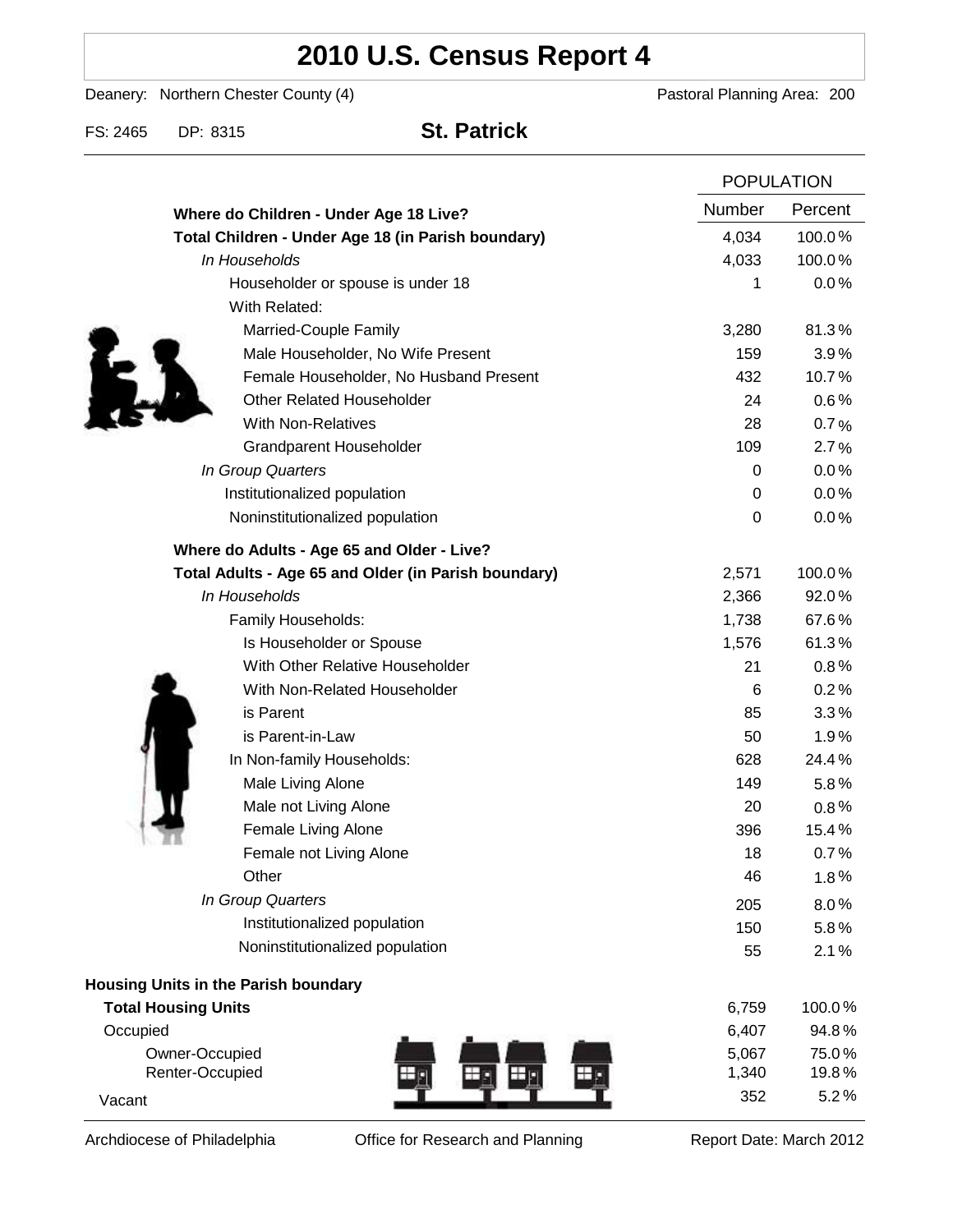# 2010 U.S. Census Report 4

Deanery: Northern Chester County (4) Pastoral Planning Area: 200

FS: 2465 DP: 8315 **St. Patrick**

| | POPULATION | |
|---|---|---|
| **Where do Children - Under Age 18 Live?** | Number | Percent |
| **Total Children - Under Age 18 (in Parish boundary)** | 4,034 | 100.0 % |
| *In Households* | 4,033 | 100.0 % |
| Householder or spouse is under 18 | 1 | 0.0 % |
| With Related: | | |
| Married-Couple Family | 3,280 | 81.3 % |
| Male Householder, No Wife Present | 159 | 3.9 % |
| Female Householder, No Husband Present | 432 | 10.7 % |
| Other Related Householder | 24 | 0.6 % |
| With Non-Relatives | 28 | 0.7 % |
| Grandparent Householder | 109 | 2.7 % |
| *In Group Quarters* | 0 | 0.0 % |
| Institutionalized population | 0 | 0.0 % |
| Noninstitutionalized population | 0 | 0.0 % |
| **Where do Adults - Age 65 and Older - Live?** | | |
| **Total Adults - Age 65 and Older (in Parish boundary)** | 2,571 | 100.0 % |
| *In Households* | 2,366 | 92.0 % |
| Family Households: | 1,738 | 67.6 % |
| Is Householder or Spouse | 1,576 | 61.3 % |
| With Other Relative Householder | 21 | 0.8 % |
| With Non-Related Householder | 6 | 0.2 % |
| is Parent | 85 | 3.3 % |
| is Parent-in-Law | 50 | 1.9 % |
| In Non-family Households: | 628 | 24.4 % |
| Male Living Alone | 149 | 5.8 % |
| Male not Living Alone | 20 | 0.8 % |
| Female Living Alone | 396 | 15.4 % |
| Female not Living Alone | 18 | 0.7 % |
| Other | 46 | 1.8 % |
| *In Group Quarters* | 205 | 8.0 % |
| Institutionalized population | 150 | 5.8 % |
| Noninstitutionalized population | 55 | 2.1 % |
| **Housing Units in the Parish boundary** | | |
| **Total Housing Units** | 6,759 | 100.0 % |
| Occupied | 6,407 | 94.8 % |
| Owner-Occupied | 5,067 | 75.0 % |
| Renter-Occupied | 1,340 | 19.8 % |
| Vacant | 352 | 5.2 % |

Archdiocese of Philadelphia Office for Research and Planning Report Date: March 2012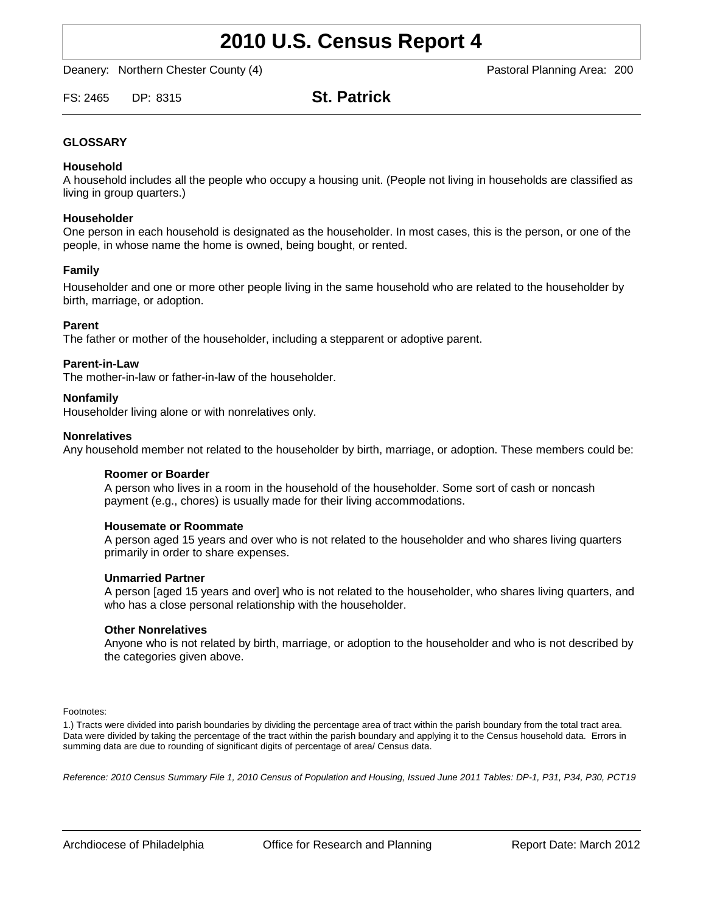# 2010 U.S. Census Report 4

Deanery: Northern Chester County (4) Pastoral Planning Area: 200

FS: 2465 DP: 8315

## St. Patrick

### GLOSSARY

**Household**
A household includes all the people who occupy a housing unit. (People not living in households are classified as living in group quarters.)

**Householder**
One person in each household is designated as the householder. In most cases, this is the person, or one of the people, in whose name the home is owned, being bought, or rented.

**Family**
Householder and one or more other people living in the same household who are related to the householder by birth, marriage, or adoption.

**Parent**
The father or mother of the householder, including a stepparent or adoptive parent.

**Parent-in-Law**
The mother-in-law or father-in-law of the householder.

**Nonfamily**
Householder living alone or with nonrelatives only.

**Nonrelatives**
Any household member not related to the householder by birth, marriage, or adoption. These members could be:

> **Roomer or Boarder**
> A person who lives in a room in the household of the householder. Some sort of cash or noncash payment (e.g., chores) is usually made for their living accommodations.
>
> **Housemate or Roommate**
> A person aged 15 years and over who is not related to the householder and who shares living quarters primarily in order to share expenses.
>
> **Unmarried Partner**
> A person [aged 15 years and over] who is not related to the householder, who shares living quarters, and who has a close personal relationship with the householder.
>
> **Other Nonrelatives**
> Anyone who is not related by birth, marriage, or adoption to the householder and who is not described by the categories given above.

Footnotes:

1.) Tracts were divided into parish boundaries by dividing the percentage area of tract within the parish boundary from the total tract area. Data were divided by taking the percentage of the tract within the parish boundary and applying it to the Census household data. Errors in summing data are due to rounding of significant digits of percentage of area/ Census data.

*Reference: 2010 Census Summary File 1, 2010 Census of Population and Housing, Issued June 2011 Tables: DP-1, P31, P34, P30, PCT19*

Archdiocese of Philadelphia Office for Research and Planning Report Date: March 2012